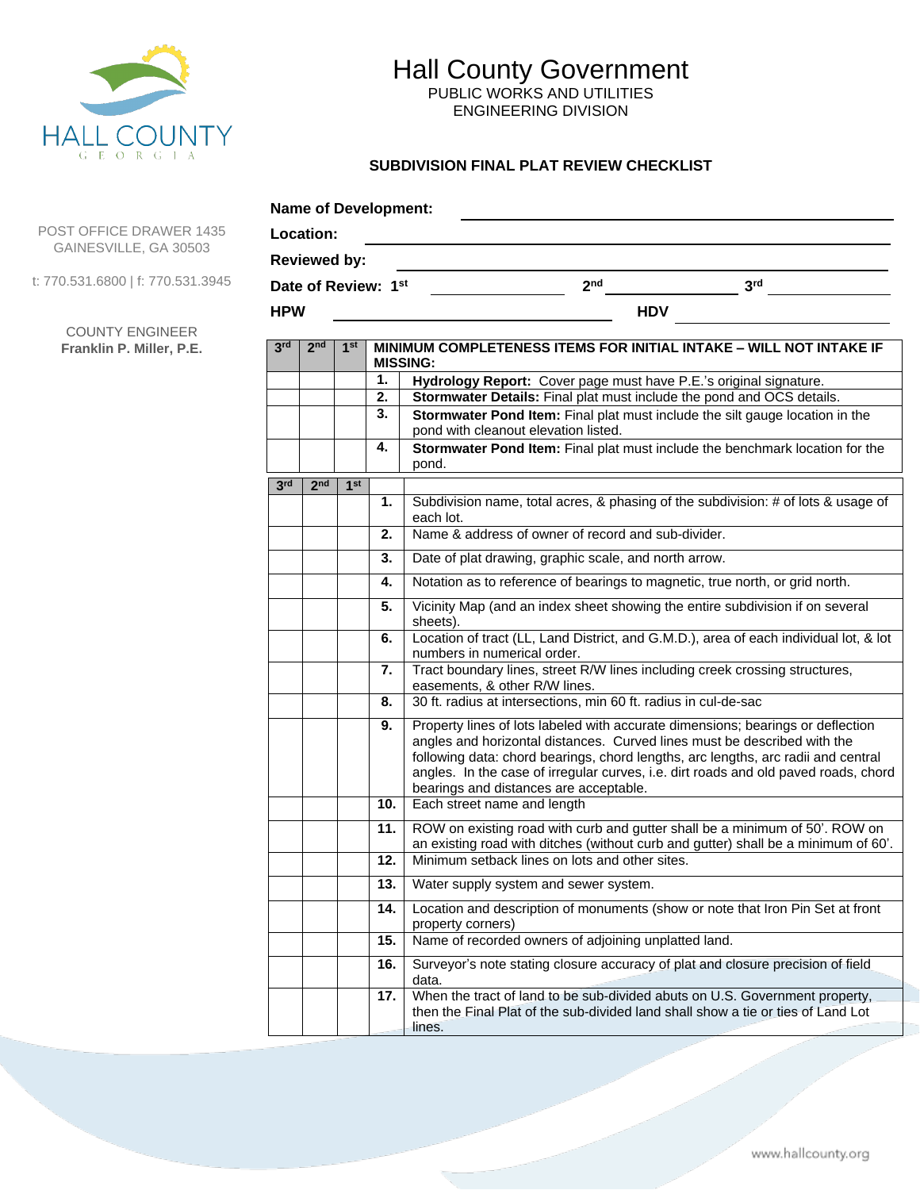HALL COUNTY
GEORGIA

# Hall County Government

PUBLIC WORKS AND UTILITIES
ENGINEERING DIVISION

POST OFFICE DRAWER 1435
GAINESVILLE, GA 30503

t: 770.531.6800 | f: 770.531.3945

COUNTY ENGINEER
**Franklin P. Miller, P.E.**

## SUBDIVISION FINAL PLAT REVIEW CHECKLIST

**Name of Development:** ______________________________

**Location:** ______________________________

**Reviewed by:** ______________________________

**Date of Review: 1st** ____________ **2nd** ____________ **3rd** ____________

**HPW** ____________________ **HDV** ____________________

| 3rd | 2nd | 1st | | MINIMUM COMPLETENESS ITEMS FOR INITIAL INTAKE – WILL NOT INTAKE IF MISSING: |
|---|---|---|---|---|
| | | | 1. | **Hydrology Report:** Cover page must have P.E.'s original signature. |
| | | | 2. | **Stormwater Details:** Final plat must include the pond and OCS details. |
| | | | 3. | **Stormwater Pond Item:** Final plat must include the silt gauge location in the pond with cleanout elevation listed. |
| | | | 4. | **Stormwater Pond Item:** Final plat must include the benchmark location for the pond. |

| 3rd | 2nd | 1st | | |
|---|---|---|---|---|
| | | | 1. | Subdivision name, total acres, & phasing of the subdivision: # of lots & usage of each lot. |
| | | | 2. | Name & address of owner of record and sub-divider. |
| | | | 3. | Date of plat drawing, graphic scale, and north arrow. |
| | | | 4. | Notation as to reference of bearings to magnetic, true north, or grid north. |
| | | | 5. | Vicinity Map (and an index sheet showing the entire subdivision if on several sheets). |
| | | | 6. | Location of tract (LL, Land District, and G.M.D.), area of each individual lot, & lot numbers in numerical order. |
| | | | 7. | Tract boundary lines, street R/W lines including creek crossing structures, easements, & other R/W lines. |
| | | | 8. | 30 ft. radius at intersections, min 60 ft. radius in cul-de-sac |
| | | | 9. | Property lines of lots labeled with accurate dimensions; bearings or deflection angles and horizontal distances. Curved lines must be described with the following data: chord bearings, chord lengths, arc lengths, arc radii and central angles. In the case of irregular curves, i.e. dirt roads and old paved roads, chord bearings and distances are acceptable. |
| | | | 10. | Each street name and length |
| | | | 11. | ROW on existing road with curb and gutter shall be a minimum of 50'. ROW on an existing road with ditches (without curb and gutter) shall be a minimum of 60'. |
| | | | 12. | Minimum setback lines on lots and other sites. |
| | | | 13. | Water supply system and sewer system. |
| | | | 14. | Location and description of monuments (show or note that Iron Pin Set at front property corners) |
| | | | 15. | Name of recorded owners of adjoining unplatted land. |
| | | | 16. | Surveyor's note stating closure accuracy of plat and closure precision of field data. |
| | | | 17. | When the tract of land to be sub-divided abuts on U.S. Government property, then the Final Plat of the sub-divided land shall show a tie or ties of Land Lot lines. |

www.hallcounty.org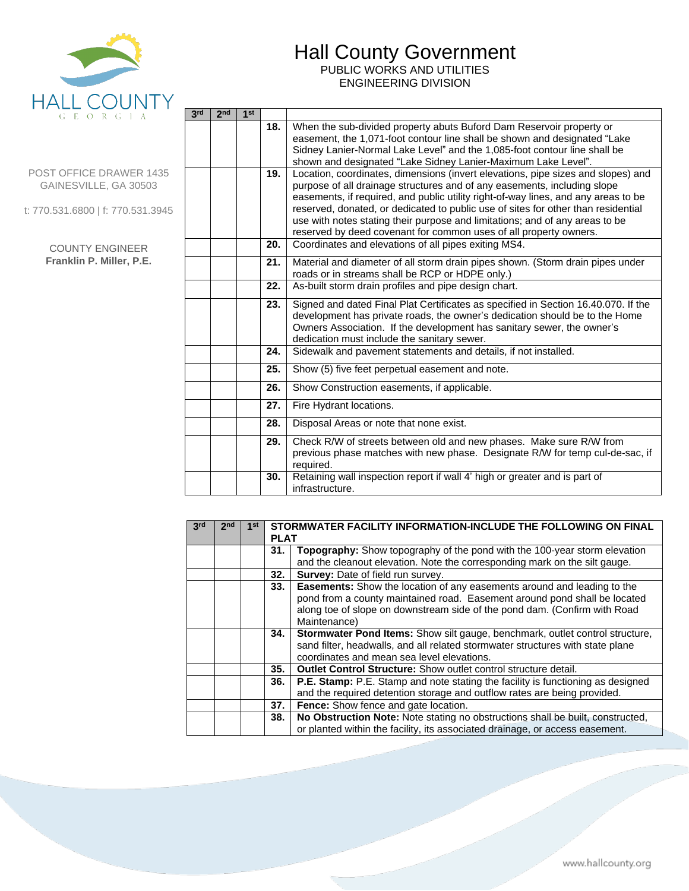# Hall County Government

PUBLIC WORKS AND UTILITIES
ENGINEERING DIVISION

POST OFFICE DRAWER 1435
GAINESVILLE, GA 30503

t: 770.531.6800 | f: 770.531.3945

COUNTY ENGINEER
**Franklin P. Miller, P.E.**

| 3rd | 2nd | 1st | | |
|---|---|---|---|---|
| | | | **18.** | When the sub-divided property abuts Buford Dam Reservoir property or easement, the 1,071-foot contour line shall be shown and designated “Lake Sidney Lanier-Normal Lake Level” and the 1,085-foot contour line shall be shown and designated “Lake Sidney Lanier-Maximum Lake Level”. |
| | | | **19.** | Location, coordinates, dimensions (invert elevations, pipe sizes and slopes) and purpose of all drainage structures and of any easements, including slope easements, if required, and public utility right-of-way lines, and any areas to be reserved, donated, or dedicated to public use of sites for other than residential use with notes stating their purpose and limitations; and of any areas to be reserved by deed covenant for common uses of all property owners. |
| | | | **20.** | Coordinates and elevations of all pipes exiting MS4. |
| | | | **21.** | Material and diameter of all storm drain pipes shown. (Storm drain pipes under roads or in streams shall be RCP or HDPE only.) |
| | | | **22.** | As-built storm drain profiles and pipe design chart. |
| | | | **23.** | Signed and dated Final Plat Certificates as specified in Section 16.40.070. If the development has private roads, the owner’s dedication should be to the Home Owners Association. If the development has sanitary sewer, the owner’s dedication must include the sanitary sewer. |
| | | | **24.** | Sidewalk and pavement statements and details, if not installed. |
| | | | **25.** | Show (5) five feet perpetual easement and note. |
| | | | **26.** | Show Construction easements, if applicable. |
| | | | **27.** | Fire Hydrant locations. |
| | | | **28.** | Disposal Areas or note that none exist. |
| | | | **29.** | Check R/W of streets between old and new phases. Make sure R/W from previous phase matches with new phase. Designate R/W for temp cul-de-sac, if required. |
| | | | **30.** | Retaining wall inspection report if wall 4’ high or greater and is part of infrastructure. |

| 3rd | 2nd | 1st | **STORMWATER FACILITY INFORMATION-INCLUDE THE FOLLOWING ON FINAL PLAT** | |
|---|---|---|---|---|
| | | | **31.** | **Topography:** Show topography of the pond with the 100-year storm elevation and the cleanout elevation. Note the corresponding mark on the silt gauge. |
| | | | **32.** | **Survey:** Date of field run survey. |
| | | | **33.** | **Easements:** Show the location of any easements around and leading to the pond from a county maintained road. Easement around pond shall be located along toe of slope on downstream side of the pond dam. (Confirm with Road Maintenance) |
| | | | **34.** | **Stormwater Pond Items:** Show silt gauge, benchmark, outlet control structure, sand filter, headwalls, and all related stormwater structures with state plane coordinates and mean sea level elevations. |
| | | | **35.** | **Outlet Control Structure:** Show outlet control structure detail. |
| | | | **36.** | **P.E. Stamp:** P.E. Stamp and note stating the facility is functioning as designed and the required detention storage and outflow rates are being provided. |
| | | | **37.** | **Fence:** Show fence and gate location. |
| | | | **38.** | **No Obstruction Note:** Note stating no obstructions shall be built, constructed, or planted within the facility, its associated drainage, or access easement. |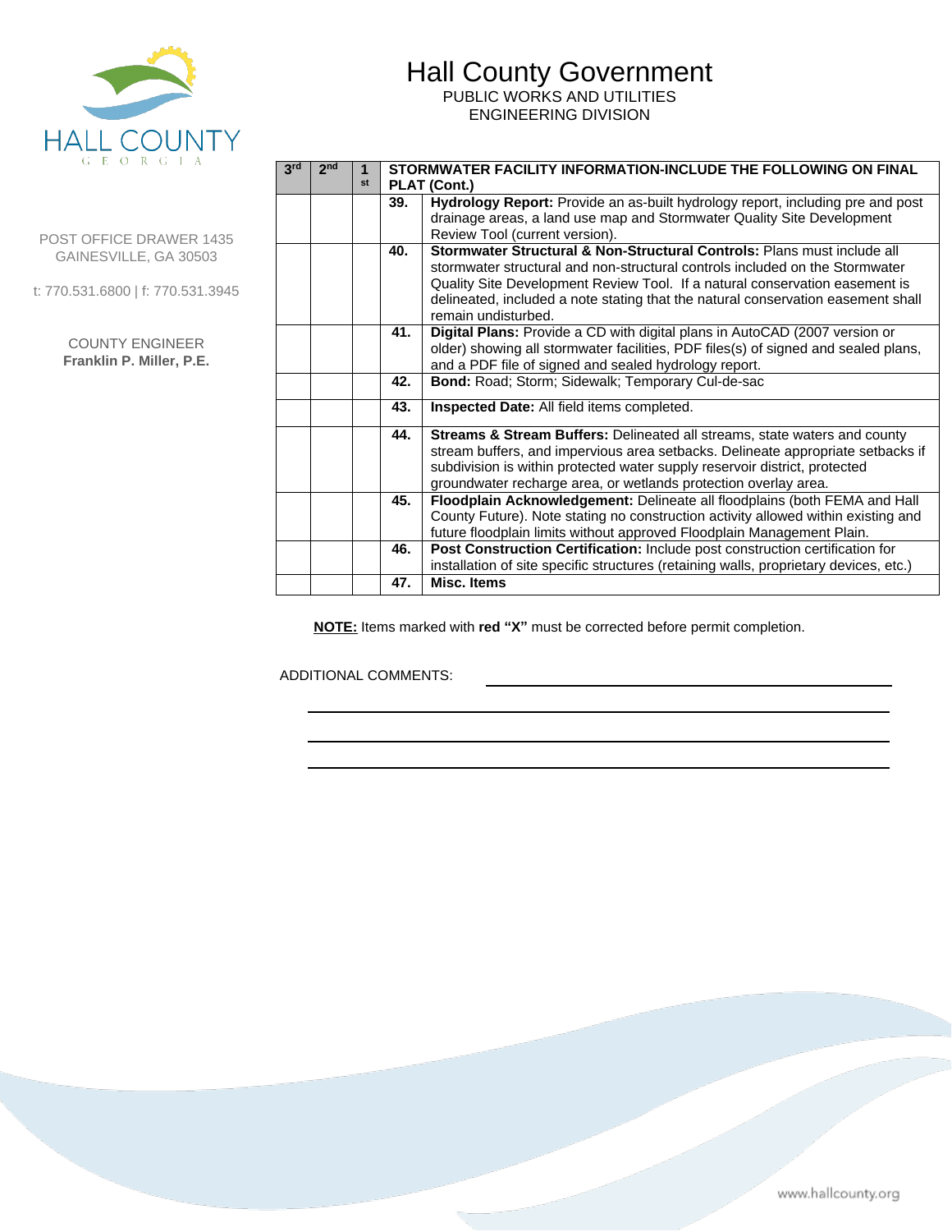# Hall County Government

PUBLIC WORKS AND UTILITIES
ENGINEERING DIVISION

HALL COUNTY
GEORGIA

POST OFFICE DRAWER 1435
GAINESVILLE, GA 30503

t: 770.531.6800 | f: 770.531.3945

COUNTY ENGINEER
**Franklin P. Miller, P.E.**

| 3rd | 2nd | 1st | | STORMWATER FACILITY INFORMATION-INCLUDE THE FOLLOWING ON FINAL PLAT (Cont.) |
|---|---|---|---|---|
| | | | **39.** | **Hydrology Report:** Provide an as-built hydrology report, including pre and post drainage areas, a land use map and Stormwater Quality Site Development Review Tool (current version). |
| | | | **40.** | **Stormwater Structural & Non-Structural Controls:** Plans must include all stormwater structural and non-structural controls included on the Stormwater Quality Site Development Review Tool. If a natural conservation easement is delineated, included a note stating that the natural conservation easement shall remain undisturbed. |
| | | | **41.** | **Digital Plans:** Provide a CD with digital plans in AutoCAD (2007 version or older) showing all stormwater facilities, PDF files(s) of signed and sealed plans, and a PDF file of signed and sealed hydrology report. |
| | | | **42.** | **Bond:** Road; Storm; Sidewalk; Temporary Cul-de-sac |
| | | | **43.** | **Inspected Date:** All field items completed. |
| | | | **44.** | **Streams & Stream Buffers:** Delineated all streams, state waters and county stream buffers, and impervious area setbacks. Delineate appropriate setbacks if subdivision is within protected water supply reservoir district, protected groundwater recharge area, or wetlands protection overlay area. |
| | | | **45.** | **Floodplain Acknowledgement:** Delineate all floodplains (both FEMA and Hall County Future). Note stating no construction activity allowed within existing and future floodplain limits without approved Floodplain Management Plain. |
| | | | **46.** | **Post Construction Certification:** Include post construction certification for installation of site specific structures (retaining walls, proprietary devices, etc.) |
| | | | **47.** | **Misc. Items** |

**NOTE:** Items marked with **red "X"** must be corrected before permit completion.

ADDITIONAL COMMENTS: ______________________________

______________________________________________

______________________________________________

______________________________________________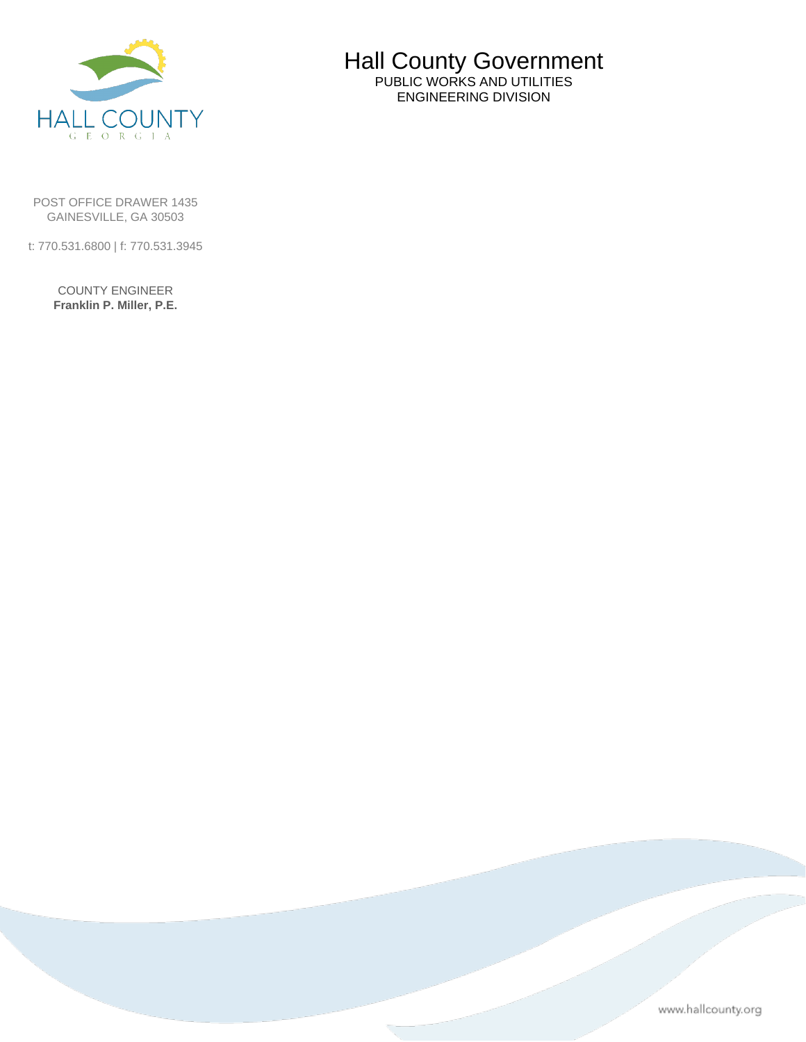HALL COUNTY
GEORGIA

# Hall County Government

PUBLIC WORKS AND UTILITIES
ENGINEERING DIVISION

POST OFFICE DRAWER 1435
GAINESVILLE, GA 30503

t: 770.531.6800 | f: 770.531.3945

COUNTY ENGINEER
**Franklin P. Miller, P.E.**

www.hallcounty.org